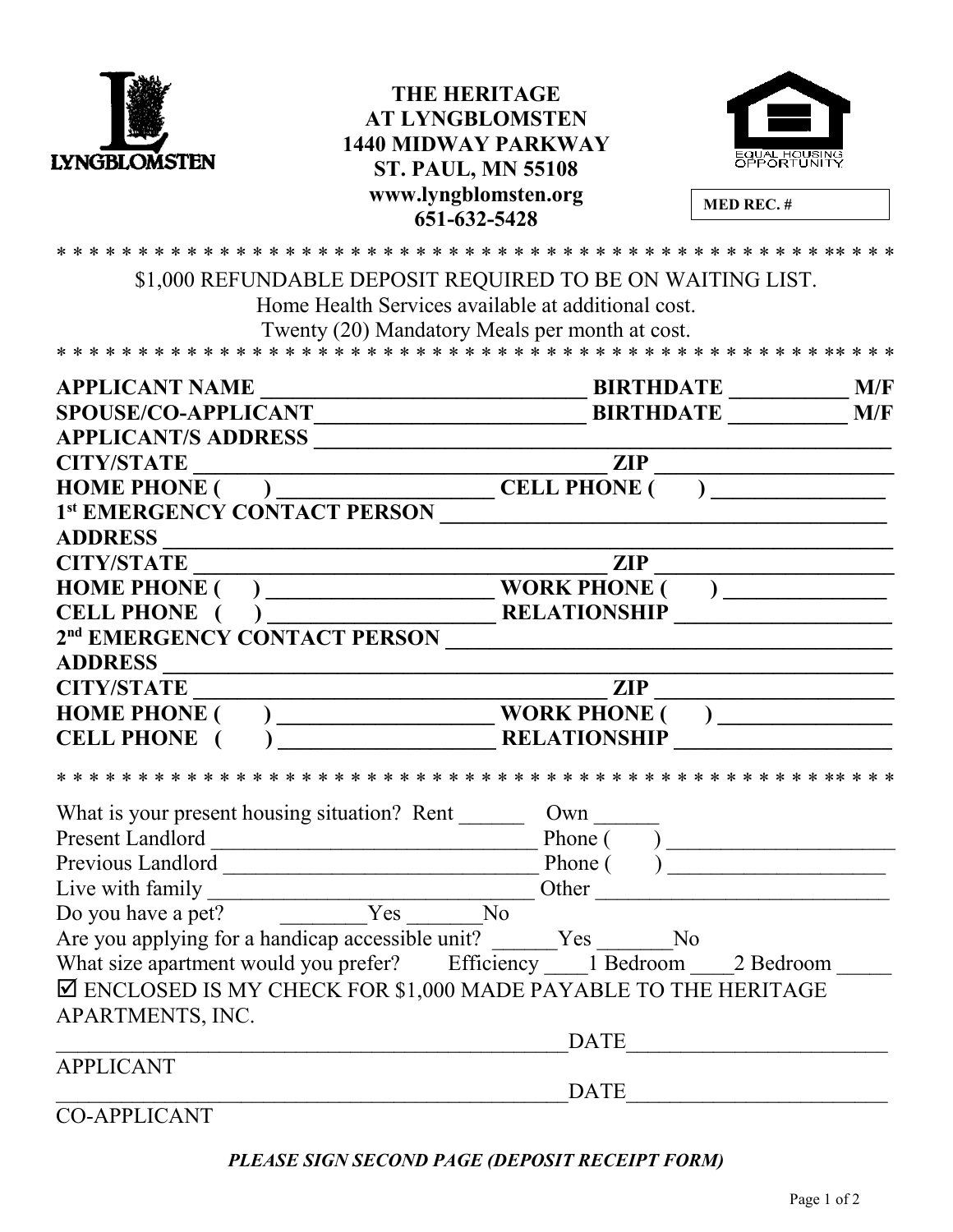LYNGBLOMSTEN

# THE HERITAGE AT LYNGBLOMSTEN

**1440 MIDWAY PARKWAY**
**ST. PAUL, MN 55108**
**www.lyngblomsten.org**
**651-632-5428**

EQUAL HOUSING OPPORTUNITY

**MED REC. #**

\* \* \* \* \* \* \* \* \* \* \* \* \* \* \* \* \* \* \* \* \* \* \* \* \* \* \* \* \* \* \* \* \* \* \* \* \* \* \* \* \* \* \* \* \* \* \* \* \* \*

$1,000 REFUNDABLE DEPOSIT REQUIRED TO BE ON WAITING LIST.
Home Health Services available at additional cost.
Twenty (20) Mandatory Meals per month at cost.

\* \* \* \* \* \* \* \* \* \* \* \* \* \* \* \* \* \* \* \* \* \* \* \* \* \* \* \* \* \* \* \* \* \* \* \* \* \* \* \* \* \* \* \* \* \* \* \* \* \*

**APPLICANT NAME** ______________________________ **BIRTHDATE** __________ **M/F**
**SPOUSE/CO-APPLICANT** ________________________ **BIRTHDATE** __________ **M/F**
**APPLICANT/S ADDRESS** ____________________________________________________
**CITY/STATE** _____________________________________ **ZIP** ____________________
**HOME PHONE (     )** __________________ **CELL PHONE (     )** _______________
**1st EMERGENCY CONTACT PERSON** ______________________________________
**ADDRESS** ____________________________________________________________
**CITY/STATE** _____________________________________ **ZIP** ____________________
**HOME PHONE (     )** ___________________ **WORK PHONE (     )** ______________
**CELL PHONE (     )** ___________________ **RELATIONSHIP** __________________
**2nd EMERGENCY CONTACT PERSON** ______________________________________
**ADDRESS** ____________________________________________________________
**CITY/STATE** _____________________________________ **ZIP** ____________________
**HOME PHONE (     )** __________________ **WORK PHONE (     )** _______________
**CELL PHONE (     )** __________________ **RELATIONSHIP** ___________________

\* \* \* \* \* \* \* \* \* \* \* \* \* \* \* \* \* \* \* \* \* \* \* \* \* \* \* \* \* \* \* \* \* \* \* \* \* \* \* \* \* \* \* \* \* \* \* \* \* \*

What is your present housing situation? Rent ______ Own ______
Present Landlord ______________________________ Phone (     ) _____________________
Previous Landlord _____________________________ Phone (     ) ____________________
Live with family ______________________________ Other ___________________________
Do you have a pet? ________Yes _______No
Are you applying for a handicap accessible unit? ______Yes _______No
What size apartment would you prefer? Efficiency ____1 Bedroom ____2 Bedroom _____
☑ ENCLOSED IS MY CHECK FOR $1,000 MADE PAYABLE TO THE HERITAGE APARTMENTS, INC.

_______________________________________________DATE_______________________
APPLICANT

_______________________________________________DATE_______________________
CO-APPLICANT

***PLEASE SIGN SECOND PAGE (DEPOSIT RECEIPT FORM)***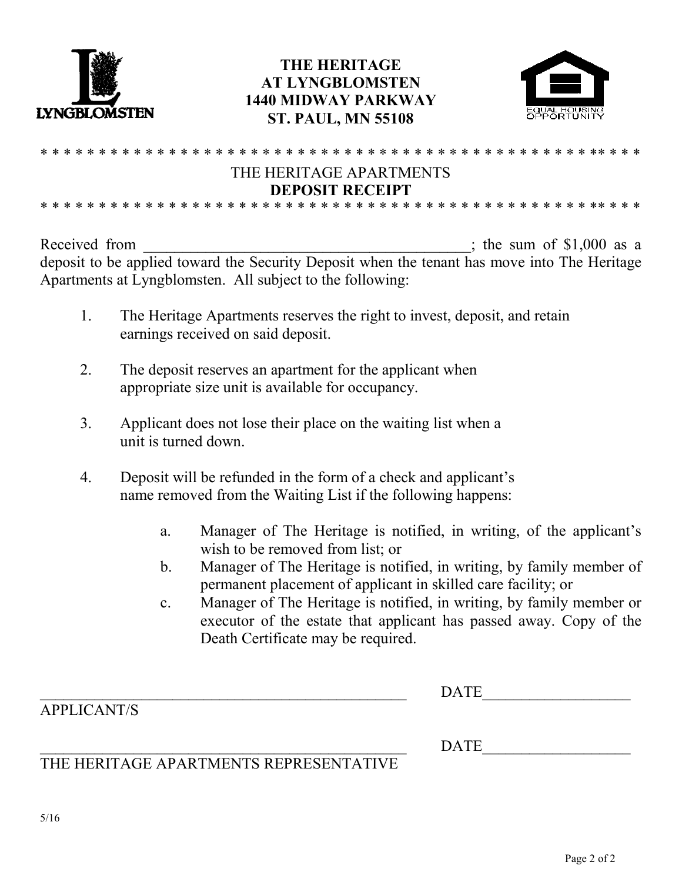LYNGBLOMSTEN

**THE HERITAGE**
**AT LYNGBLOMSTEN**
**1440 MIDWAY PARKWAY**
**ST. PAUL, MN 55108**

EQUAL HOUSING OPPORTUNITY

* * * * * * * * * * * * * * * * * * * * * * * * * * * * * * * * * * * * * * * * * * * * * * * * * * * *

THE HERITAGE APARTMENTS

**DEPOSIT RECEIPT**

* * * * * * * * * * * * * * * * * * * * * * * * * * * * * * * * * * * * * * * * * * * * * * * * * * * *

Received from ___________________________________________; the sum of $1,000 as a deposit to be applied toward the Security Deposit when the tenant has move into The Heritage Apartments at Lyngblomsten. All subject to the following:

1. The Heritage Apartments reserves the right to invest, deposit, and retain earnings received on said deposit.

2. The deposit reserves an apartment for the applicant when appropriate size unit is available for occupancy.

3. Applicant does not lose their place on the waiting list when a unit is turned down.

4. Deposit will be refunded in the form of a check and applicant's name removed from the Waiting List if the following happens:

   a. Manager of The Heritage is notified, in writing, of the applicant's wish to be removed from list; or
   b. Manager of The Heritage is notified, in writing, by family member of permanent placement of applicant in skilled care facility; or
   c. Manager of The Heritage is notified, in writing, by family member or executor of the estate that applicant has passed away. Copy of the Death Certificate may be required.

_______________________________________________ DATE___________________

APPLICANT/S

_______________________________________________ DATE___________________

THE HERITAGE APARTMENTS REPRESENTATIVE

5/16